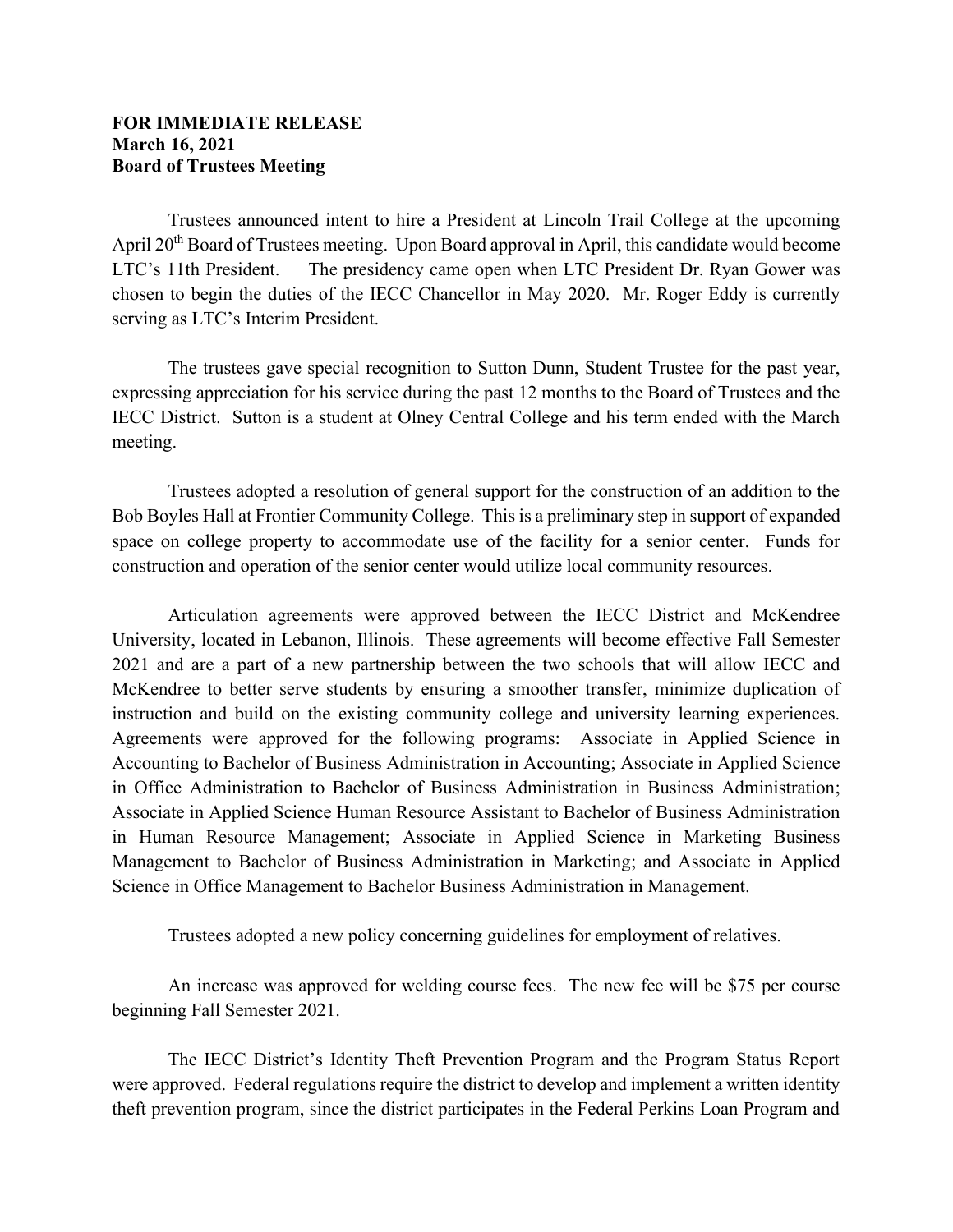**FOR IMMEDIATE RELEASE**
**March 16, 2021**
**Board of Trustees Meeting**

Trustees announced intent to hire a President at Lincoln Trail College at the upcoming April 20th Board of Trustees meeting. Upon Board approval in April, this candidate would become LTC's 11th President. The presidency came open when LTC President Dr. Ryan Gower was chosen to begin the duties of the IECC Chancellor in May 2020. Mr. Roger Eddy is currently serving as LTC's Interim President.

The trustees gave special recognition to Sutton Dunn, Student Trustee for the past year, expressing appreciation for his service during the past 12 months to the Board of Trustees and the IECC District. Sutton is a student at Olney Central College and his term ended with the March meeting.

Trustees adopted a resolution of general support for the construction of an addition to the Bob Boyles Hall at Frontier Community College. This is a preliminary step in support of expanded space on college property to accommodate use of the facility for a senior center. Funds for construction and operation of the senior center would utilize local community resources.

Articulation agreements were approved between the IECC District and McKendree University, located in Lebanon, Illinois. These agreements will become effective Fall Semester 2021 and are a part of a new partnership between the two schools that will allow IECC and McKendree to better serve students by ensuring a smoother transfer, minimize duplication of instruction and build on the existing community college and university learning experiences. Agreements were approved for the following programs: Associate in Applied Science in Accounting to Bachelor of Business Administration in Accounting; Associate in Applied Science in Office Administration to Bachelor of Business Administration in Business Administration; Associate in Applied Science Human Resource Assistant to Bachelor of Business Administration in Human Resource Management; Associate in Applied Science in Marketing Business Management to Bachelor of Business Administration in Marketing; and Associate in Applied Science in Office Management to Bachelor Business Administration in Management.

Trustees adopted a new policy concerning guidelines for employment of relatives.

An increase was approved for welding course fees. The new fee will be $75 per course beginning Fall Semester 2021.

The IECC District's Identity Theft Prevention Program and the Program Status Report were approved. Federal regulations require the district to develop and implement a written identity theft prevention program, since the district participates in the Federal Perkins Loan Program and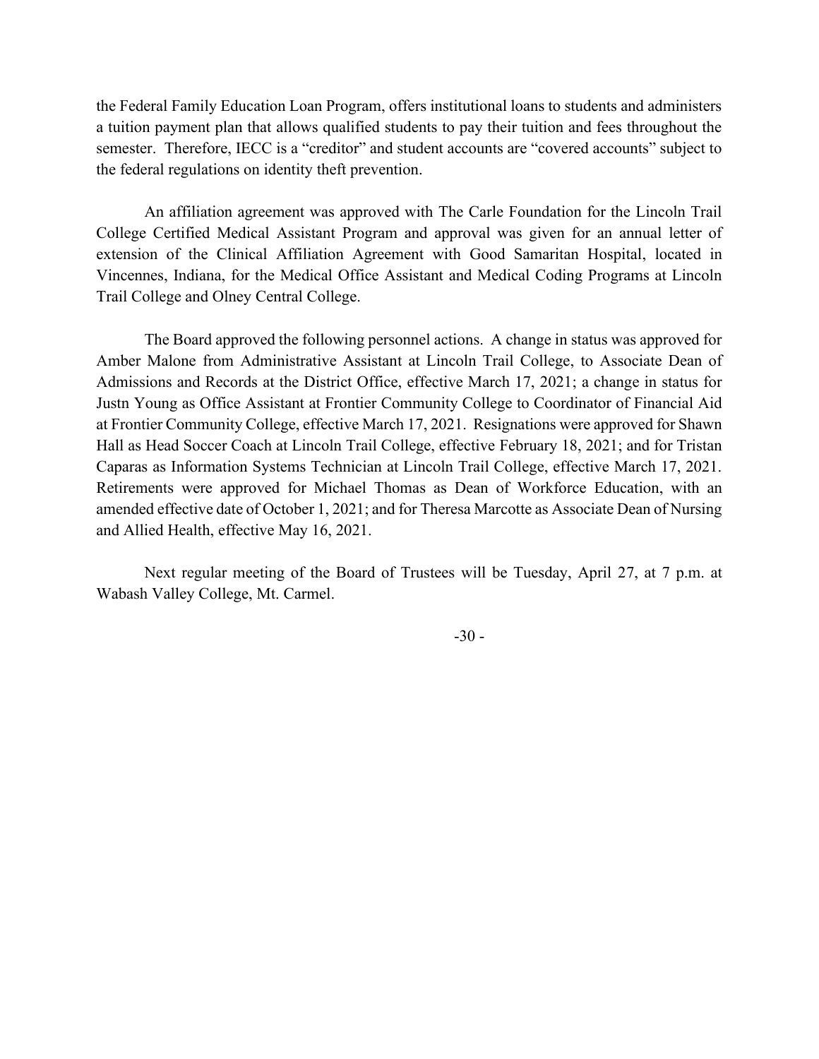the Federal Family Education Loan Program, offers institutional loans to students and administers a tuition payment plan that allows qualified students to pay their tuition and fees throughout the semester. Therefore, IECC is a "creditor" and student accounts are "covered accounts" subject to the federal regulations on identity theft prevention.

An affiliation agreement was approved with The Carle Foundation for the Lincoln Trail College Certified Medical Assistant Program and approval was given for an annual letter of extension of the Clinical Affiliation Agreement with Good Samaritan Hospital, located in Vincennes, Indiana, for the Medical Office Assistant and Medical Coding Programs at Lincoln Trail College and Olney Central College.

The Board approved the following personnel actions. A change in status was approved for Amber Malone from Administrative Assistant at Lincoln Trail College, to Associate Dean of Admissions and Records at the District Office, effective March 17, 2021; a change in status for Justn Young as Office Assistant at Frontier Community College to Coordinator of Financial Aid at Frontier Community College, effective March 17, 2021. Resignations were approved for Shawn Hall as Head Soccer Coach at Lincoln Trail College, effective February 18, 2021; and for Tristan Caparas as Information Systems Technician at Lincoln Trail College, effective March 17, 2021. Retirements were approved for Michael Thomas as Dean of Workforce Education, with an amended effective date of October 1, 2021; and for Theresa Marcotte as Associate Dean of Nursing and Allied Health, effective May 16, 2021.

Next regular meeting of the Board of Trustees will be Tuesday, April 27, at 7 p.m. at Wabash Valley College, Mt. Carmel.

-30 -